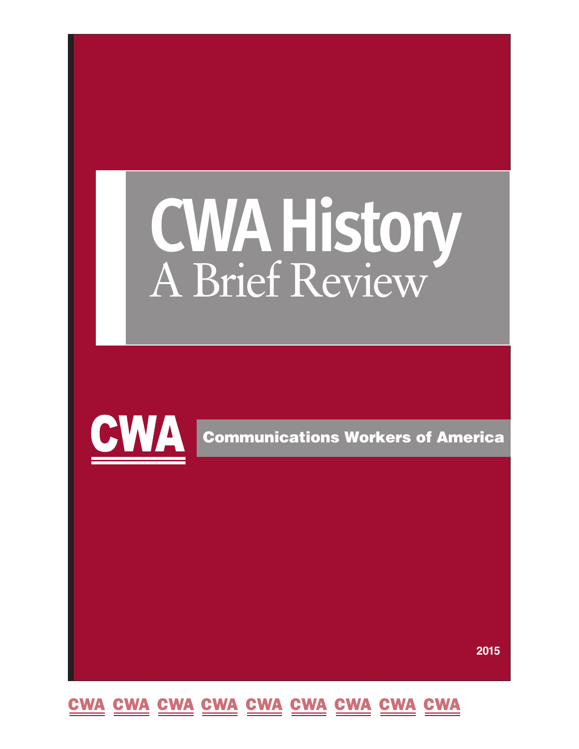# CWA History
## A Brief Review

**CWA**

**Communications Workers of America**

2015

CWA CWA CWA CWA CWA CWA CWA CWA CWA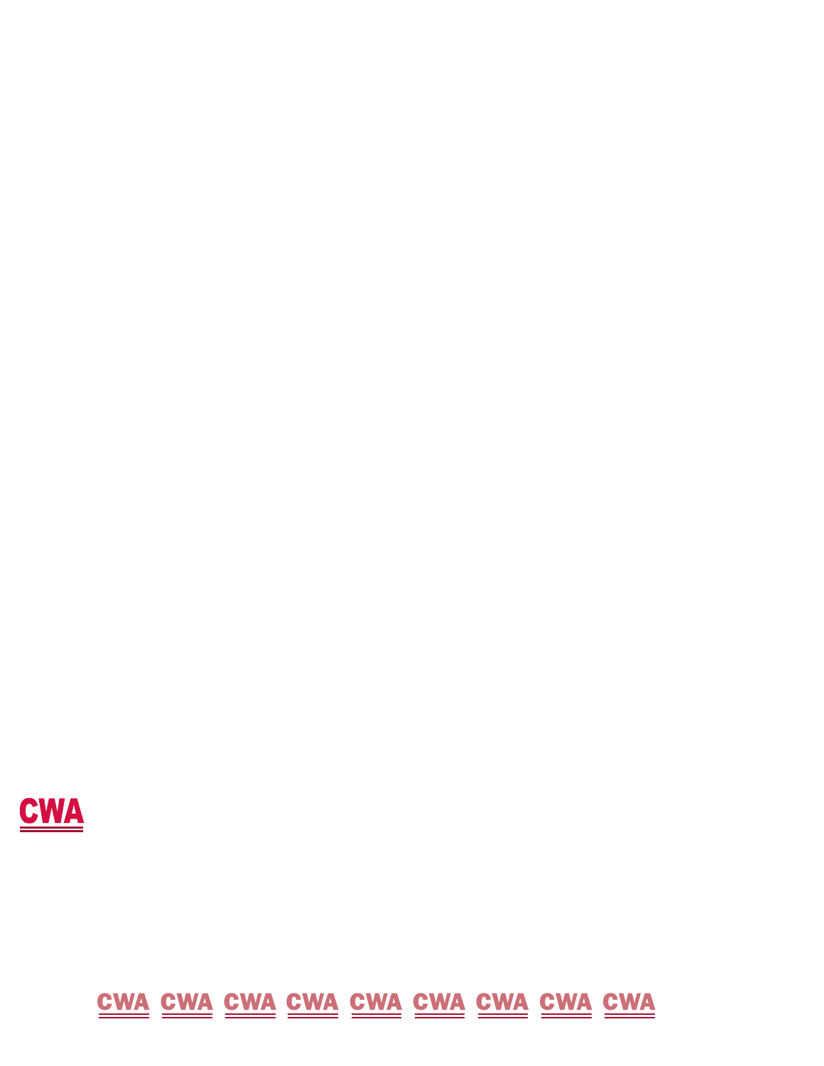CWA

CWA CWA CWA CWA CWA CWA CWA CWA CWA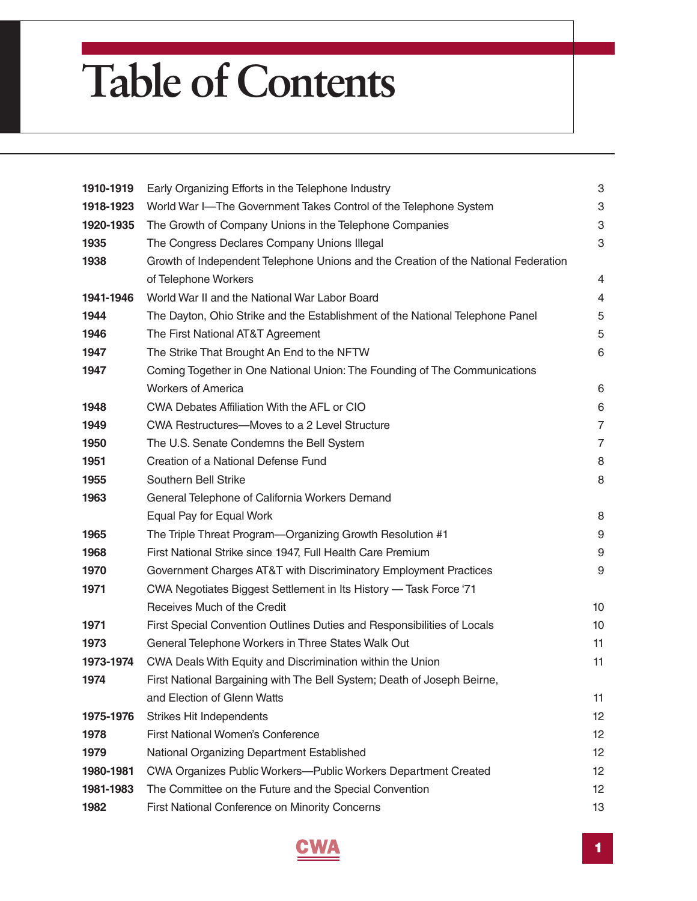# Table of Contents

| | | |
|---|---|---|
| **1910-1919** | Early Organizing Efforts in the Telephone Industry | 3 |
| **1918-1923** | World War I—The Government Takes Control of the Telephone System | 3 |
| **1920-1935** | The Growth of Company Unions in the Telephone Companies | 3 |
| **1935** | The Congress Declares Company Unions Illegal | 3 |
| **1938** | Growth of Independent Telephone Unions and the Creation of the National Federation of Telephone Workers | 4 |
| **1941-1946** | World War II and the National War Labor Board | 4 |
| **1944** | The Dayton, Ohio Strike and the Establishment of the National Telephone Panel | 5 |
| **1946** | The First National AT&T Agreement | 5 |
| **1947** | The Strike That Brought An End to the NFTW | 6 |
| **1947** | Coming Together in One National Union: The Founding of The Communications Workers of America | 6 |
| **1948** | CWA Debates Affiliation With the AFL or CIO | 6 |
| **1949** | CWA Restructures—Moves to a 2 Level Structure | 7 |
| **1950** | The U.S. Senate Condemns the Bell System | 7 |
| **1951** | Creation of a National Defense Fund | 8 |
| **1955** | Southern Bell Strike | 8 |
| **1963** | General Telephone of California Workers Demand Equal Pay for Equal Work | 8 |
| **1965** | The Triple Threat Program—Organizing Growth Resolution #1 | 9 |
| **1968** | First National Strike since 1947, Full Health Care Premium | 9 |
| **1970** | Government Charges AT&T with Discriminatory Employment Practices | 9 |
| **1971** | CWA Negotiates Biggest Settlement in Its History — Task Force '71 Receives Much of the Credit | 10 |
| **1971** | First Special Convention Outlines Duties and Responsibilities of Locals | 10 |
| **1973** | General Telephone Workers in Three States Walk Out | 11 |
| **1973-1974** | CWA Deals With Equity and Discrimination within the Union | 11 |
| **1974** | First National Bargaining with The Bell System; Death of Joseph Beirne, and Election of Glenn Watts | 11 |
| **1975-1976** | Strikes Hit Independents | 12 |
| **1978** | First National Women's Conference | 12 |
| **1979** | National Organizing Department Established | 12 |
| **1980-1981** | CWA Organizes Public Workers—Public Workers Department Created | 12 |
| **1981-1983** | The Committee on the Future and the Special Convention | 12 |
| **1982** | First National Conference on Minority Concerns | 13 |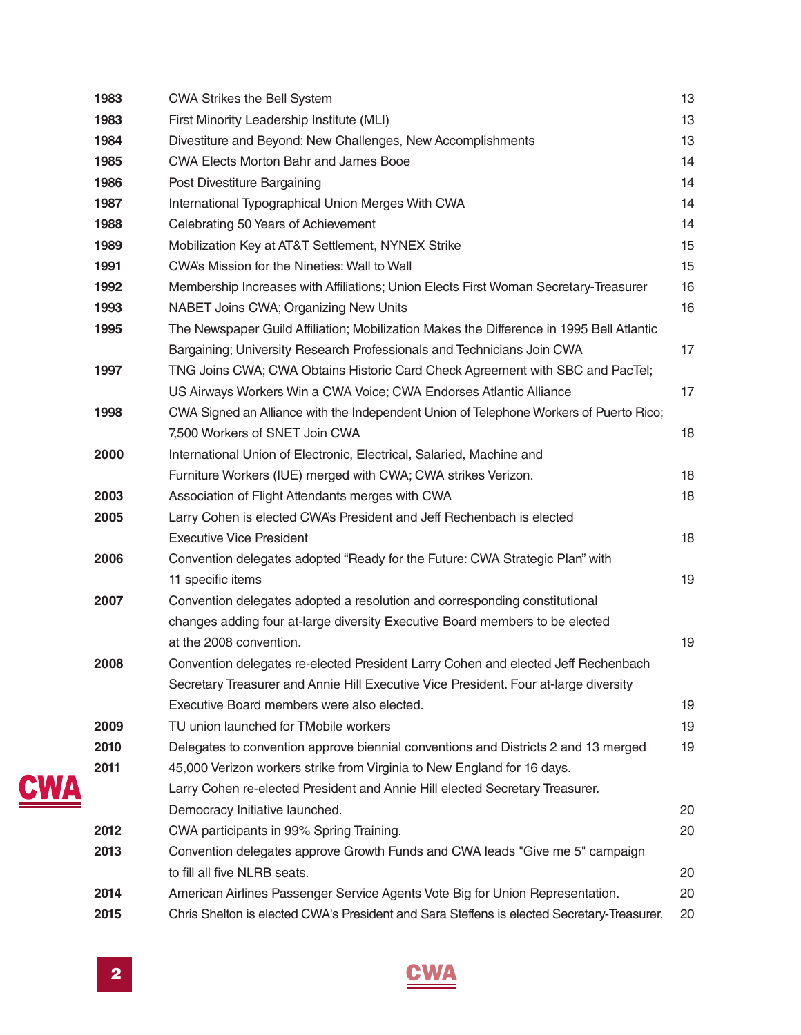| | | |
|---|---|---|
| **1983** | CWA Strikes the Bell System | 13 |
| **1983** | First Minority Leadership Institute (MLI) | 13 |
| **1984** | Divestiture and Beyond: New Challenges, New Accomplishments | 13 |
| **1985** | CWA Elects Morton Bahr and James Booe | 14 |
| **1986** | Post Divestiture Bargaining | 14 |
| **1987** | International Typographical Union Merges With CWA | 14 |
| **1988** | Celebrating 50 Years of Achievement | 14 |
| **1989** | Mobilization Key at AT&T Settlement, NYNEX Strike | 15 |
| **1991** | CWA's Mission for the Nineties: Wall to Wall | 15 |
| **1992** | Membership Increases with Affiliations; Union Elects First Woman Secretary-Treasurer | 16 |
| **1993** | NABET Joins CWA; Organizing New Units | 16 |
| **1995** | The Newspaper Guild Affiliation; Mobilization Makes the Difference in 1995 Bell Atlantic Bargaining; University Research Professionals and Technicians Join CWA | 17 |
| **1997** | TNG Joins CWA; CWA Obtains Historic Card Check Agreement with SBC and PacTel; US Airways Workers Win a CWA Voice; CWA Endorses Atlantic Alliance | 17 |
| **1998** | CWA Signed an Alliance with the Independent Union of Telephone Workers of Puerto Rico; 7,500 Workers of SNET Join CWA | 18 |
| **2000** | International Union of Electronic, Electrical, Salaried, Machine and Furniture Workers (IUE) merged with CWA; CWA strikes Verizon. | 18 |
| **2003** | Association of Flight Attendants merges with CWA | 18 |
| **2005** | Larry Cohen is elected CWA's President and Jeff Rechenbach is elected Executive Vice President | 18 |
| **2006** | Convention delegates adopted "Ready for the Future: CWA Strategic Plan" with 11 specific items | 19 |
| **2007** | Convention delegates adopted a resolution and corresponding constitutional changes adding four at-large diversity Executive Board members to be elected at the 2008 convention. | 19 |
| **2008** | Convention delegates re-elected President Larry Cohen and elected Jeff Rechenbach Secretary Treasurer and Annie Hill Executive Vice President. Four at-large diversity Executive Board members were also elected. | 19 |
| **2009** | TU union launched for TMobile workers | 19 |
| **2010** | Delegates to convention approve biennial conventions and Districts 2 and 13 merged | 19 |
| **2011** | 45,000 Verizon workers strike from Virginia to New England for 16 days. Larry Cohen re-elected President and Annie Hill elected Secretary Treasurer. Democracy Initiative launched. | 20 |
| **2012** | CWA participants in 99% Spring Training. | 20 |
| **2013** | Convention delegates approve Growth Funds and CWA leads "Give me 5" campaign to fill all five NLRB seats. | 20 |
| **2014** | American Airlines Passenger Service Agents Vote Big for Union Representation. | 20 |
| **2015** | Chris Shelton is elected CWA's President and Sara Steffens is elected Secretary-Treasurer. | 20 |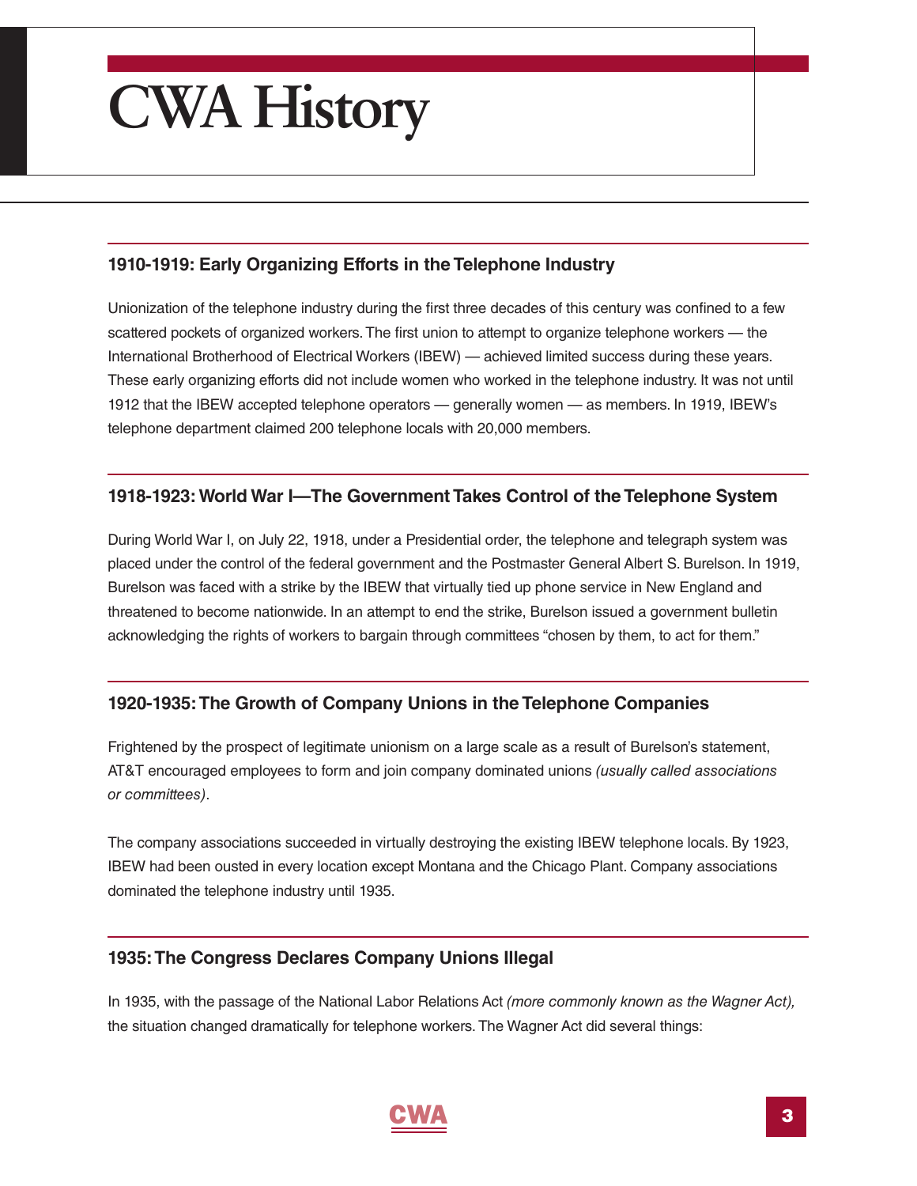# CWA History

### 1910-1919: Early Organizing Efforts in the Telephone Industry

Unionization of the telephone industry during the first three decades of this century was confined to a few scattered pockets of organized workers. The first union to attempt to organize telephone workers — the International Brotherhood of Electrical Workers (IBEW) — achieved limited success during these years. These early organizing efforts did not include women who worked in the telephone industry. It was not until 1912 that the IBEW accepted telephone operators — generally women — as members. In 1919, IBEW's telephone department claimed 200 telephone locals with 20,000 members.

### 1918-1923: World War I—The Government Takes Control of the Telephone System

During World War I, on July 22, 1918, under a Presidential order, the telephone and telegraph system was placed under the control of the federal government and the Postmaster General Albert S. Burelson. In 1919, Burelson was faced with a strike by the IBEW that virtually tied up phone service in New England and threatened to become nationwide. In an attempt to end the strike, Burelson issued a government bulletin acknowledging the rights of workers to bargain through committees "chosen by them, to act for them."

### 1920-1935: The Growth of Company Unions in the Telephone Companies

Frightened by the prospect of legitimate unionism on a large scale as a result of Burelson's statement, AT&T encouraged employees to form and join company dominated unions *(usually called associations or committees)*.

The company associations succeeded in virtually destroying the existing IBEW telephone locals. By 1923, IBEW had been ousted in every location except Montana and the Chicago Plant. Company associations dominated the telephone industry until 1935.

### 1935: The Congress Declares Company Unions Illegal

In 1935, with the passage of the National Labor Relations Act *(more commonly known as the Wagner Act),* the situation changed dramatically for telephone workers. The Wagner Act did several things: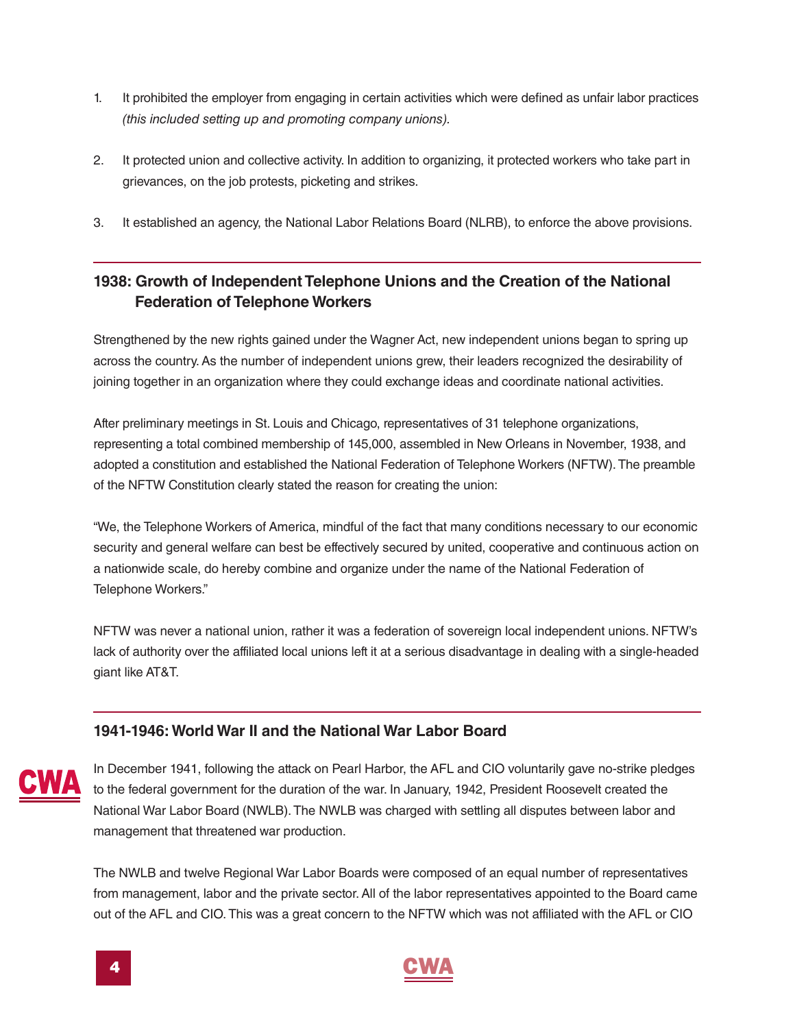1. It prohibited the employer from engaging in certain activities which were defined as unfair labor practices *(this included setting up and promoting company unions).*

2. It protected union and collective activity. In addition to organizing, it protected workers who take part in grievances, on the job protests, picketing and strikes.

3. It established an agency, the National Labor Relations Board (NLRB), to enforce the above provisions.

### 1938: Growth of Independent Telephone Unions and the Creation of the National Federation of Telephone Workers

Strengthened by the new rights gained under the Wagner Act, new independent unions began to spring up across the country. As the number of independent unions grew, their leaders recognized the desirability of joining together in an organization where they could exchange ideas and coordinate national activities.

After preliminary meetings in St. Louis and Chicago, representatives of 31 telephone organizations, representing a total combined membership of 145,000, assembled in New Orleans in November, 1938, and adopted a constitution and established the National Federation of Telephone Workers (NFTW). The preamble of the NFTW Constitution clearly stated the reason for creating the union:

"We, the Telephone Workers of America, mindful of the fact that many conditions necessary to our economic security and general welfare can best be effectively secured by united, cooperative and continuous action on a nationwide scale, do hereby combine and organize under the name of the National Federation of Telephone Workers."

NFTW was never a national union, rather it was a federation of sovereign local independent unions. NFTW's lack of authority over the affiliated local unions left it at a serious disadvantage in dealing with a single-headed giant like AT&T.

### 1941-1946: World War II and the National War Labor Board

In December 1941, following the attack on Pearl Harbor, the AFL and CIO voluntarily gave no-strike pledges to the federal government for the duration of the war. In January, 1942, President Roosevelt created the National War Labor Board (NWLB). The NWLB was charged with settling all disputes between labor and management that threatened war production.

The NWLB and twelve Regional War Labor Boards were composed of an equal number of representatives from management, labor and the private sector. All of the labor representatives appointed to the Board came out of the AFL and CIO. This was a great concern to the NFTW which was not affiliated with the AFL or CIO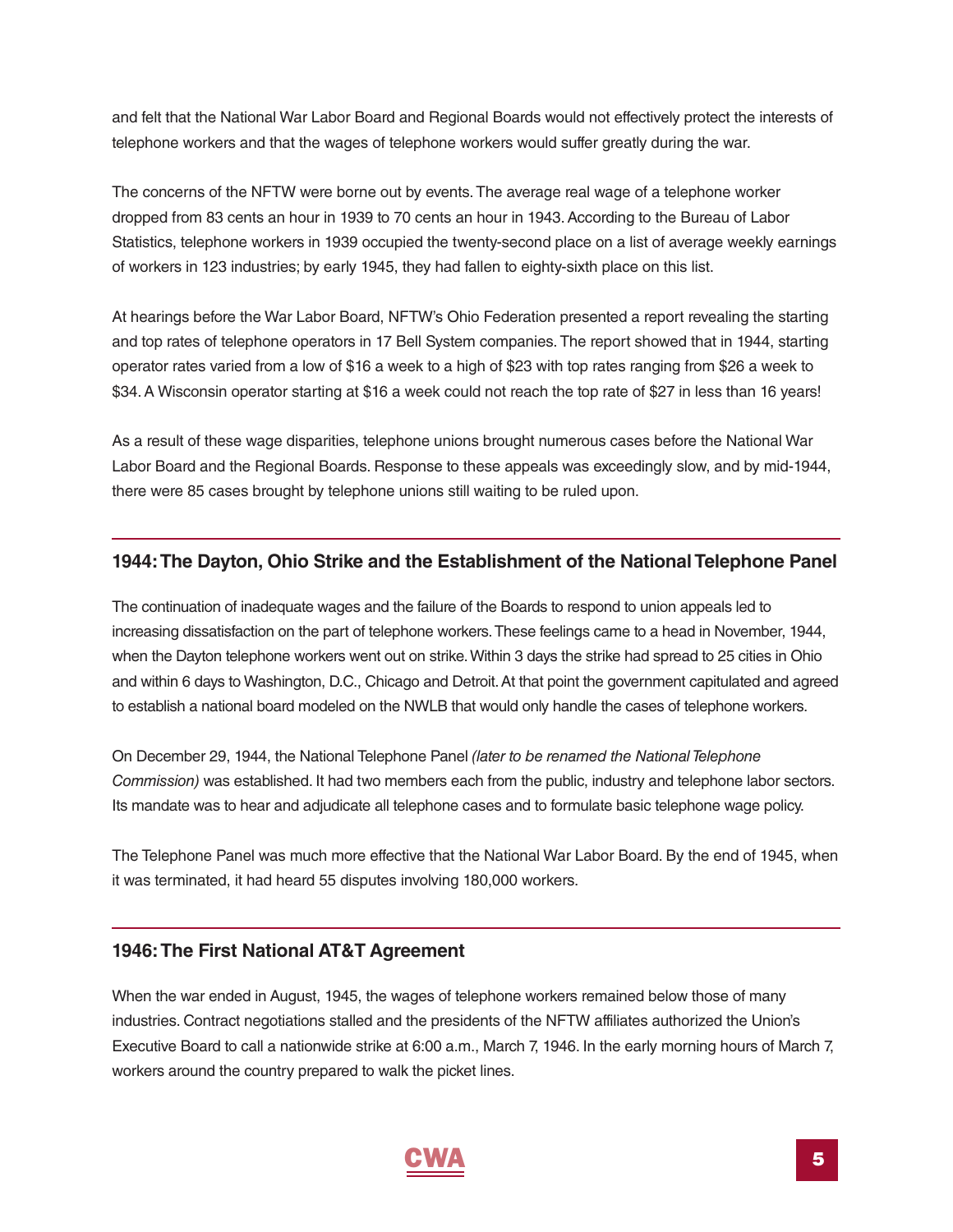and felt that the National War Labor Board and Regional Boards would not effectively protect the interests of telephone workers and that the wages of telephone workers would suffer greatly during the war.

The concerns of the NFTW were borne out by events. The average real wage of a telephone worker dropped from 83 cents an hour in 1939 to 70 cents an hour in 1943. According to the Bureau of Labor Statistics, telephone workers in 1939 occupied the twenty-second place on a list of average weekly earnings of workers in 123 industries; by early 1945, they had fallen to eighty-sixth place on this list.

At hearings before the War Labor Board, NFTW's Ohio Federation presented a report revealing the starting and top rates of telephone operators in 17 Bell System companies. The report showed that in 1944, starting operator rates varied from a low of $16 a week to a high of $23 with top rates ranging from $26 a week to $34. A Wisconsin operator starting at $16 a week could not reach the top rate of $27 in less than 16 years!

As a result of these wage disparities, telephone unions brought numerous cases before the National War Labor Board and the Regional Boards. Response to these appeals was exceedingly slow, and by mid-1944, there were 85 cases brought by telephone unions still waiting to be ruled upon.

## 1944: The Dayton, Ohio Strike and the Establishment of the National Telephone Panel

The continuation of inadequate wages and the failure of the Boards to respond to union appeals led to increasing dissatisfaction on the part of telephone workers. These feelings came to a head in November, 1944, when the Dayton telephone workers went out on strike. Within 3 days the strike had spread to 25 cities in Ohio and within 6 days to Washington, D.C., Chicago and Detroit. At that point the government capitulated and agreed to establish a national board modeled on the NWLB that would only handle the cases of telephone workers.

On December 29, 1944, the National Telephone Panel *(later to be renamed the National Telephone Commission)* was established. It had two members each from the public, industry and telephone labor sectors. Its mandate was to hear and adjudicate all telephone cases and to formulate basic telephone wage policy.

The Telephone Panel was much more effective that the National War Labor Board. By the end of 1945, when it was terminated, it had heard 55 disputes involving 180,000 workers.

## 1946: The First National AT&T Agreement

When the war ended in August, 1945, the wages of telephone workers remained below those of many industries. Contract negotiations stalled and the presidents of the NFTW affiliates authorized the Union's Executive Board to call a nationwide strike at 6:00 a.m., March 7, 1946. In the early morning hours of March 7, workers around the country prepared to walk the picket lines.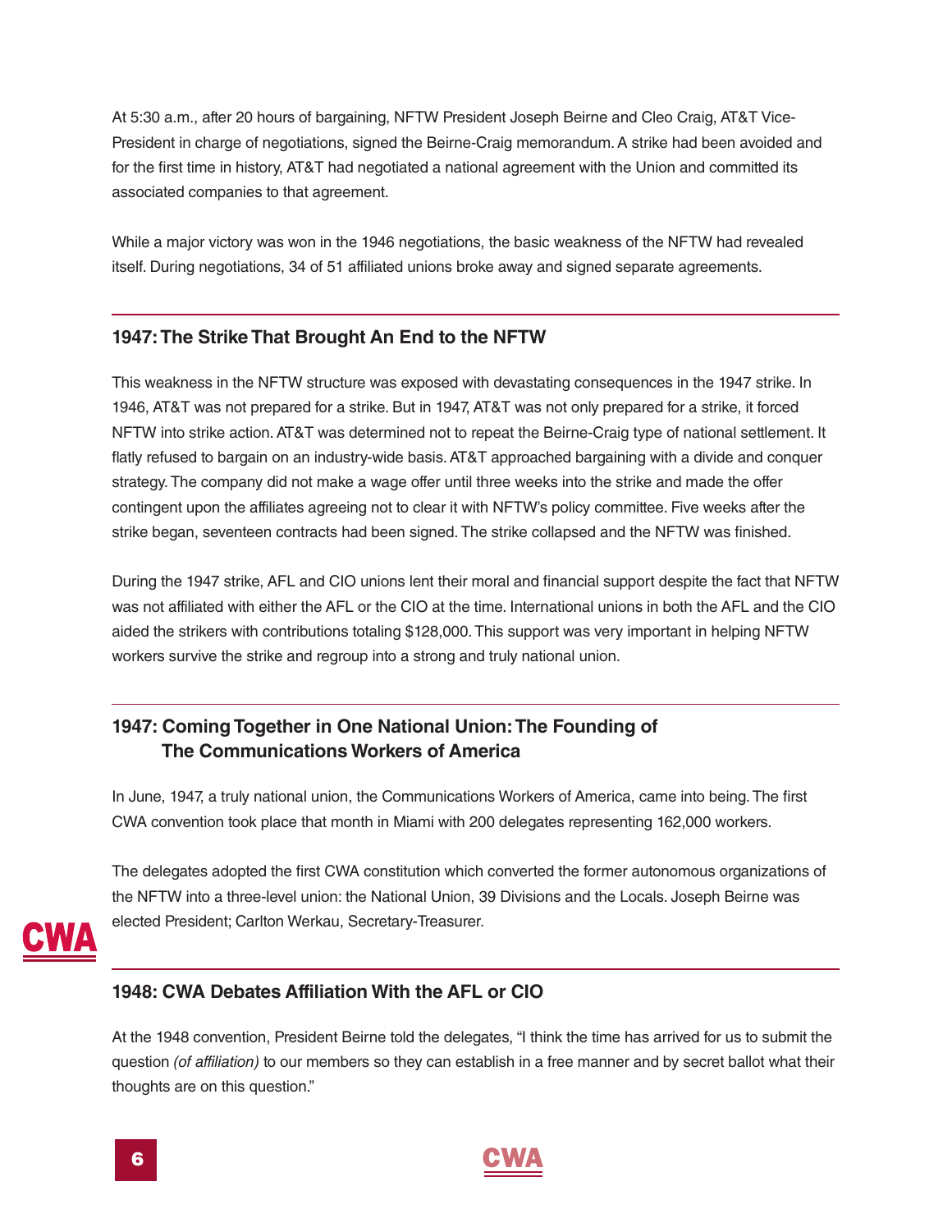At 5:30 a.m., after 20 hours of bargaining, NFTW President Joseph Beirne and Cleo Craig, AT&T Vice-President in charge of negotiations, signed the Beirne-Craig memorandum. A strike had been avoided and for the first time in history, AT&T had negotiated a national agreement with the Union and committed its associated companies to that agreement.

While a major victory was won in the 1946 negotiations, the basic weakness of the NFTW had revealed itself. During negotiations, 34 of 51 affiliated unions broke away and signed separate agreements.

### 1947: The Strike That Brought An End to the NFTW

This weakness in the NFTW structure was exposed with devastating consequences in the 1947 strike. In 1946, AT&T was not prepared for a strike. But in 1947, AT&T was not only prepared for a strike, it forced NFTW into strike action. AT&T was determined not to repeat the Beirne-Craig type of national settlement. It flatly refused to bargain on an industry-wide basis. AT&T approached bargaining with a divide and conquer strategy. The company did not make a wage offer until three weeks into the strike and made the offer contingent upon the affiliates agreeing not to clear it with NFTW's policy committee. Five weeks after the strike began, seventeen contracts had been signed. The strike collapsed and the NFTW was finished.

During the 1947 strike, AFL and CIO unions lent their moral and financial support despite the fact that NFTW was not affiliated with either the AFL or the CIO at the time. International unions in both the AFL and the CIO aided the strikers with contributions totaling $128,000. This support was very important in helping NFTW workers survive the strike and regroup into a strong and truly national union.

### 1947: Coming Together in One National Union: The Founding of The Communications Workers of America

In June, 1947, a truly national union, the Communications Workers of America, came into being. The first CWA convention took place that month in Miami with 200 delegates representing 162,000 workers.

The delegates adopted the first CWA constitution which converted the former autonomous organizations of the NFTW into a three-level union: the National Union, 39 Divisions and the Locals. Joseph Beirne was elected President; Carlton Werkau, Secretary-Treasurer.

### 1948: CWA Debates Affiliation With the AFL or CIO

At the 1948 convention, President Beirne told the delegates, "I think the time has arrived for us to submit the question *(of affiliation)* to our members so they can establish in a free manner and by secret ballot what their thoughts are on this question."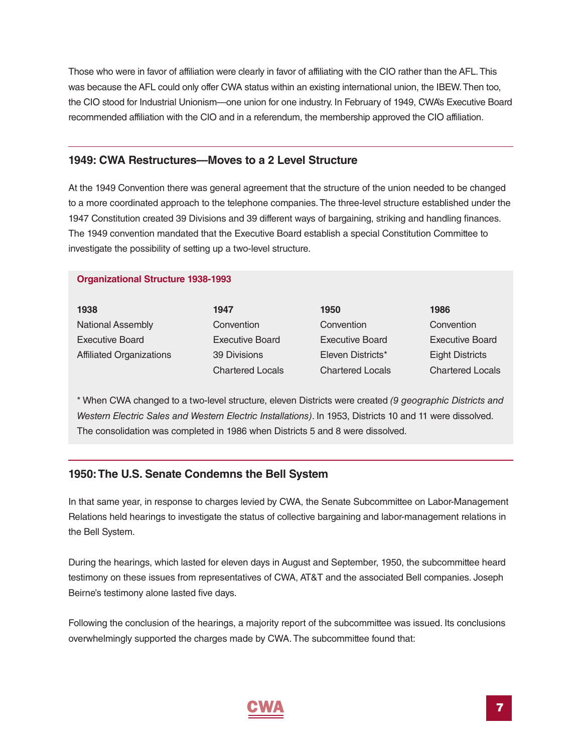Those who were in favor of affiliation were clearly in favor of affiliating with the CIO rather than the AFL. This was because the AFL could only offer CWA status within an existing international union, the IBEW. Then too, the CIO stood for Industrial Unionism—one union for one industry. In February of 1949, CWA's Executive Board recommended affiliation with the CIO and in a referendum, the membership approved the CIO affiliation.

## 1949: CWA Restructures—Moves to a 2 Level Structure

At the 1949 Convention there was general agreement that the structure of the union needed to be changed to a more coordinated approach to the telephone companies. The three-level structure established under the 1947 Constitution created 39 Divisions and 39 different ways of bargaining, striking and handling finances. The 1949 convention mandated that the Executive Board establish a special Constitution Committee to investigate the possibility of setting up a two-level structure.

**Organizational Structure 1938-1993**

| 1938 | 1947 | 1950 | 1986 |
|---|---|---|---|
| National Assembly | Convention | Convention | Convention |
| Executive Board | Executive Board | Executive Board | Executive Board |
| Affiliated Organizations | 39 Divisions | Eleven Districts* | Eight Districts |
| | Chartered Locals | Chartered Locals | Chartered Locals |

* When CWA changed to a two-level structure, eleven Districts were created *(9 geographic Districts and Western Electric Sales and Western Electric Installations)*. In 1953, Districts 10 and 11 were dissolved. The consolidation was completed in 1986 when Districts 5 and 8 were dissolved.

## 1950: The U.S. Senate Condemns the Bell System

In that same year, in response to charges levied by CWA, the Senate Subcommittee on Labor-Management Relations held hearings to investigate the status of collective bargaining and labor-management relations in the Bell System.

During the hearings, which lasted for eleven days in August and September, 1950, the subcommittee heard testimony on these issues from representatives of CWA, AT&T and the associated Bell companies. Joseph Beirne's testimony alone lasted five days.

Following the conclusion of the hearings, a majority report of the subcommittee was issued. Its conclusions overwhelmingly supported the charges made by CWA. The subcommittee found that: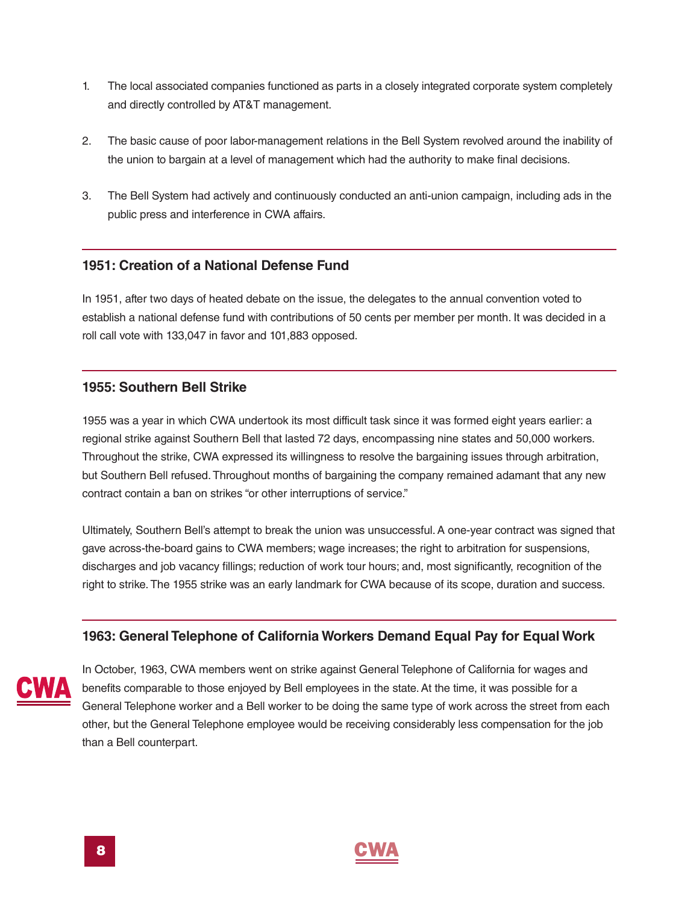1. The local associated companies functioned as parts in a closely integrated corporate system completely and directly controlled by AT&T management.

2. The basic cause of poor labor-management relations in the Bell System revolved around the inability of the union to bargain at a level of management which had the authority to make final decisions.

3. The Bell System had actively and continuously conducted an anti-union campaign, including ads in the public press and interference in CWA affairs.

### 1951: Creation of a National Defense Fund

In 1951, after two days of heated debate on the issue, the delegates to the annual convention voted to establish a national defense fund with contributions of 50 cents per member per month. It was decided in a roll call vote with 133,047 in favor and 101,883 opposed.

### 1955: Southern Bell Strike

1955 was a year in which CWA undertook its most difficult task since it was formed eight years earlier: a regional strike against Southern Bell that lasted 72 days, encompassing nine states and 50,000 workers. Throughout the strike, CWA expressed its willingness to resolve the bargaining issues through arbitration, but Southern Bell refused. Throughout months of bargaining the company remained adamant that any new contract contain a ban on strikes "or other interruptions of service."

Ultimately, Southern Bell's attempt to break the union was unsuccessful. A one-year contract was signed that gave across-the-board gains to CWA members; wage increases; the right to arbitration for suspensions, discharges and job vacancy fillings; reduction of work tour hours; and, most significantly, recognition of the right to strike. The 1955 strike was an early landmark for CWA because of its scope, duration and success.

### 1963: General Telephone of California Workers Demand Equal Pay for Equal Work

In October, 1963, CWA members went on strike against General Telephone of California for wages and benefits comparable to those enjoyed by Bell employees in the state. At the time, it was possible for a General Telephone worker and a Bell worker to be doing the same type of work across the street from each other, but the General Telephone employee would be receiving considerably less compensation for the job than a Bell counterpart.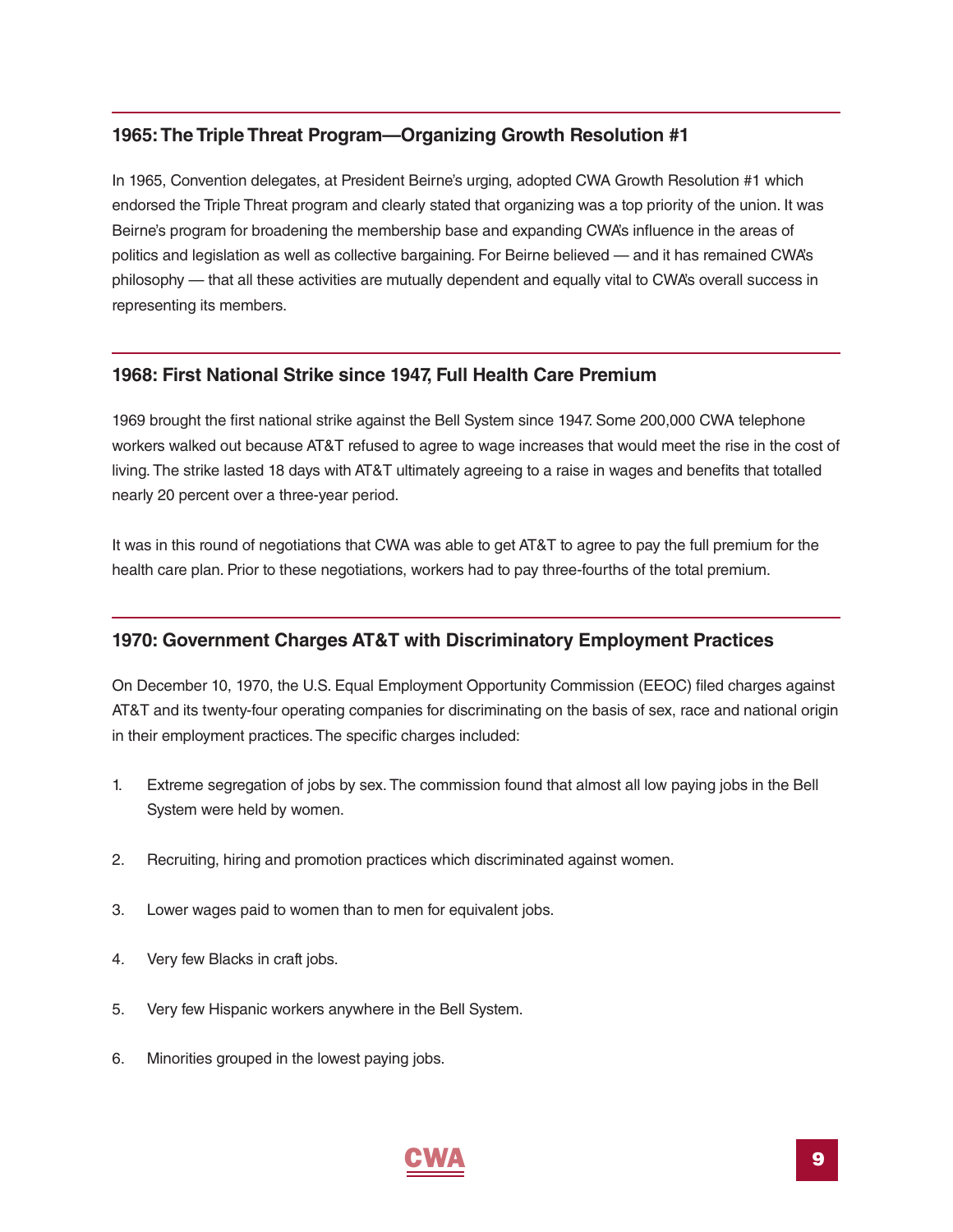### 1965: The Triple Threat Program—Organizing Growth Resolution #1

In 1965, Convention delegates, at President Beirne's urging, adopted CWA Growth Resolution #1 which endorsed the Triple Threat program and clearly stated that organizing was a top priority of the union. It was Beirne's program for broadening the membership base and expanding CWA's influence in the areas of politics and legislation as well as collective bargaining. For Beirne believed — and it has remained CWA's philosophy — that all these activities are mutually dependent and equally vital to CWA's overall success in representing its members.

### 1968: First National Strike since 1947, Full Health Care Premium

1969 brought the first national strike against the Bell System since 1947. Some 200,000 CWA telephone workers walked out because AT&T refused to agree to wage increases that would meet the rise in the cost of living. The strike lasted 18 days with AT&T ultimately agreeing to a raise in wages and benefits that totalled nearly 20 percent over a three-year period.

It was in this round of negotiations that CWA was able to get AT&T to agree to pay the full premium for the health care plan. Prior to these negotiations, workers had to pay three-fourths of the total premium.

### 1970: Government Charges AT&T with Discriminatory Employment Practices

On December 10, 1970, the U.S. Equal Employment Opportunity Commission (EEOC) filed charges against AT&T and its twenty-four operating companies for discriminating on the basis of sex, race and national origin in their employment practices. The specific charges included:

1. Extreme segregation of jobs by sex. The commission found that almost all low paying jobs in the Bell System were held by women.
2. Recruiting, hiring and promotion practices which discriminated against women.
3. Lower wages paid to women than to men for equivalent jobs.
4. Very few Blacks in craft jobs.
5. Very few Hispanic workers anywhere in the Bell System.
6. Minorities grouped in the lowest paying jobs.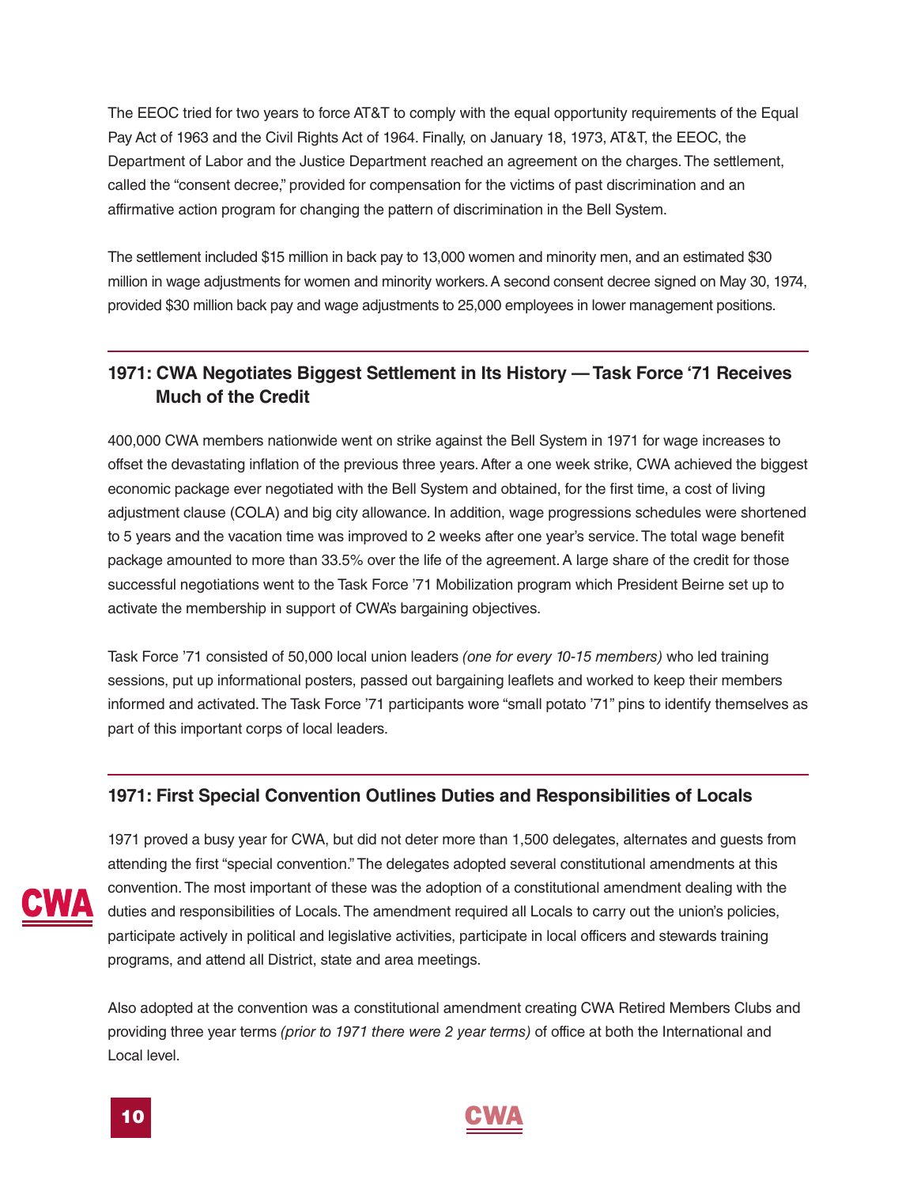The EEOC tried for two years to force AT&T to comply with the equal opportunity requirements of the Equal Pay Act of 1963 and the Civil Rights Act of 1964. Finally, on January 18, 1973, AT&T, the EEOC, the Department of Labor and the Justice Department reached an agreement on the charges. The settlement, called the "consent decree," provided for compensation for the victims of past discrimination and an affirmative action program for changing the pattern of discrimination in the Bell System.

The settlement included $15 million in back pay to 13,000 women and minority men, and an estimated $30 million in wage adjustments for women and minority workers. A second consent decree signed on May 30, 1974, provided $30 million back pay and wage adjustments to 25,000 employees in lower management positions.

## 1971: CWA Negotiates Biggest Settlement in Its History — Task Force '71 Receives Much of the Credit

400,000 CWA members nationwide went on strike against the Bell System in 1971 for wage increases to offset the devastating inflation of the previous three years. After a one week strike, CWA achieved the biggest economic package ever negotiated with the Bell System and obtained, for the first time, a cost of living adjustment clause (COLA) and big city allowance. In addition, wage progressions schedules were shortened to 5 years and the vacation time was improved to 2 weeks after one year's service. The total wage benefit package amounted to more than 33.5% over the life of the agreement. A large share of the credit for those successful negotiations went to the Task Force '71 Mobilization program which President Beirne set up to activate the membership in support of CWA's bargaining objectives.

Task Force '71 consisted of 50,000 local union leaders *(one for every 10-15 members)* who led training sessions, put up informational posters, passed out bargaining leaflets and worked to keep their members informed and activated. The Task Force '71 participants wore "small potato '71" pins to identify themselves as part of this important corps of local leaders.

## 1971: First Special Convention Outlines Duties and Responsibilities of Locals

1971 proved a busy year for CWA, but did not deter more than 1,500 delegates, alternates and guests from attending the first "special convention." The delegates adopted several constitutional amendments at this convention. The most important of these was the adoption of a constitutional amendment dealing with the duties and responsibilities of Locals. The amendment required all Locals to carry out the union's policies, participate actively in political and legislative activities, participate in local officers and stewards training programs, and attend all District, state and area meetings.

Also adopted at the convention was a constitutional amendment creating CWA Retired Members Clubs and providing three year terms *(prior to 1971 there were 2 year terms)* of office at both the International and Local level.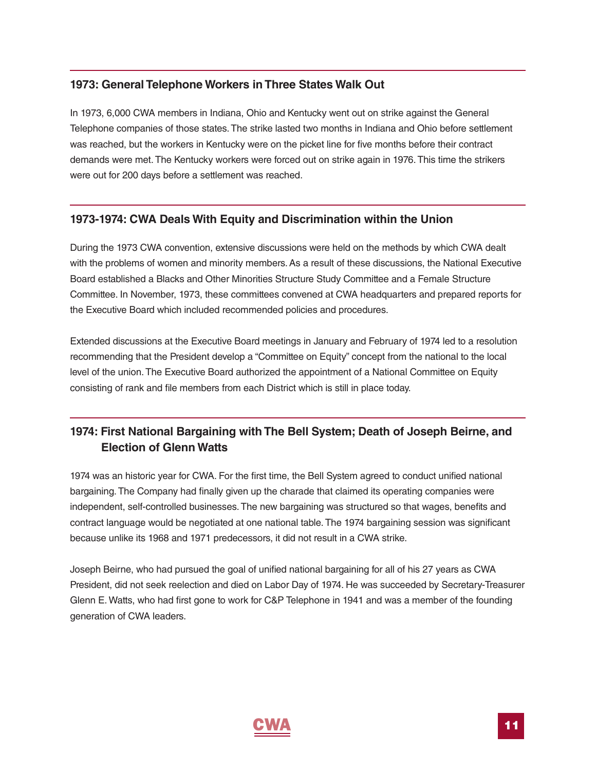### 1973: General Telephone Workers in Three States Walk Out

In 1973, 6,000 CWA members in Indiana, Ohio and Kentucky went out on strike against the General Telephone companies of those states. The strike lasted two months in Indiana and Ohio before settlement was reached, but the workers in Kentucky were on the picket line for five months before their contract demands were met. The Kentucky workers were forced out on strike again in 1976. This time the strikers were out for 200 days before a settlement was reached.

### 1973-1974: CWA Deals With Equity and Discrimination within the Union

During the 1973 CWA convention, extensive discussions were held on the methods by which CWA dealt with the problems of women and minority members. As a result of these discussions, the National Executive Board established a Blacks and Other Minorities Structure Study Committee and a Female Structure Committee. In November, 1973, these committees convened at CWA headquarters and prepared reports for the Executive Board which included recommended policies and procedures.

Extended discussions at the Executive Board meetings in January and February of 1974 led to a resolution recommending that the President develop a "Committee on Equity" concept from the national to the local level of the union. The Executive Board authorized the appointment of a National Committee on Equity consisting of rank and file members from each District which is still in place today.

### 1974: First National Bargaining with The Bell System; Death of Joseph Beirne, and Election of Glenn Watts

1974 was an historic year for CWA. For the first time, the Bell System agreed to conduct unified national bargaining. The Company had finally given up the charade that claimed its operating companies were independent, self-controlled businesses. The new bargaining was structured so that wages, benefits and contract language would be negotiated at one national table. The 1974 bargaining session was significant because unlike its 1968 and 1971 predecessors, it did not result in a CWA strike.

Joseph Beirne, who had pursued the goal of unified national bargaining for all of his 27 years as CWA President, did not seek reelection and died on Labor Day of 1974. He was succeeded by Secretary-Treasurer Glenn E. Watts, who had first gone to work for C&P Telephone in 1941 and was a member of the founding generation of CWA leaders.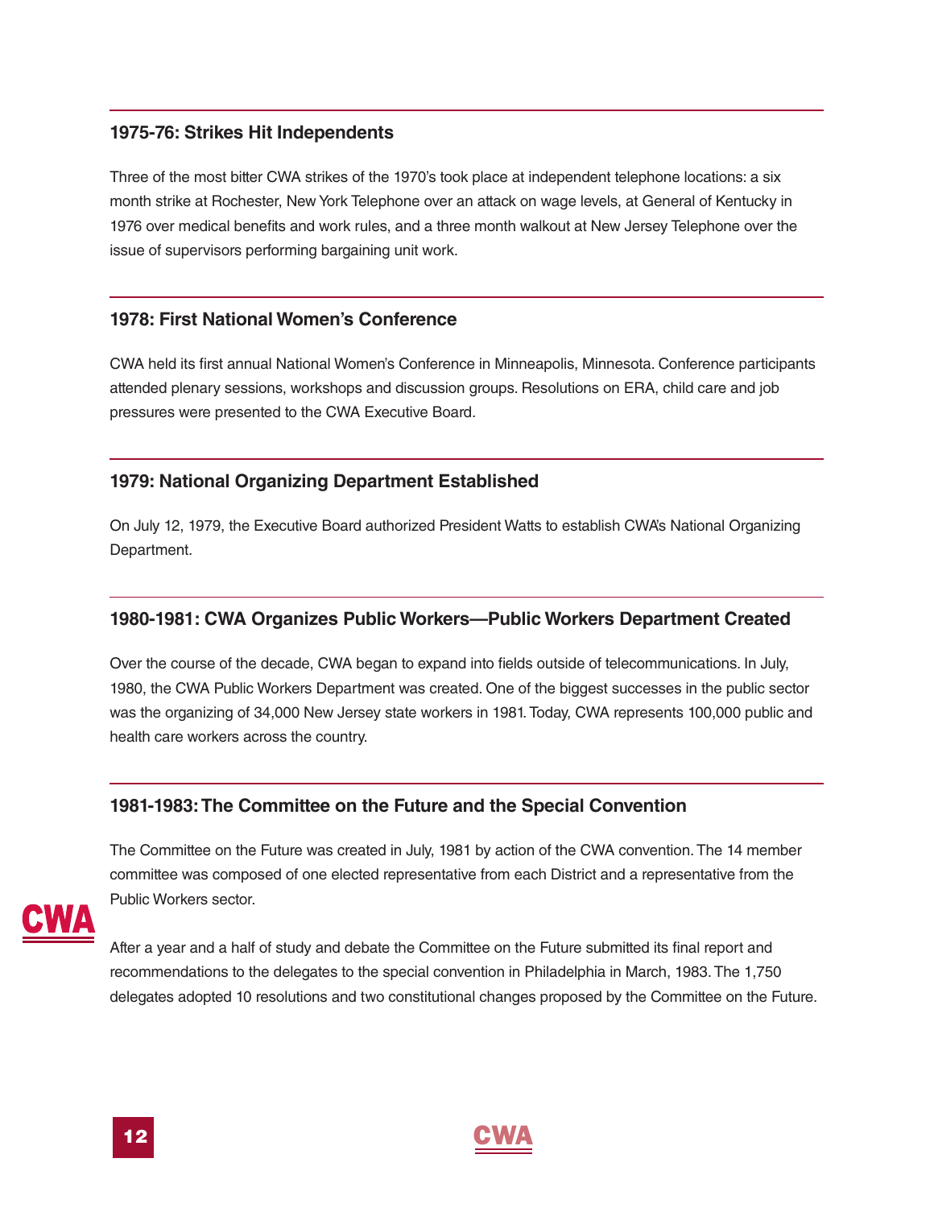### 1975-76: Strikes Hit Independents

Three of the most bitter CWA strikes of the 1970's took place at independent telephone locations: a six month strike at Rochester, New York Telephone over an attack on wage levels, at General of Kentucky in 1976 over medical benefits and work rules, and a three month walkout at New Jersey Telephone over the issue of supervisors performing bargaining unit work.

### 1978: First National Women's Conference

CWA held its first annual National Women's Conference in Minneapolis, Minnesota. Conference participants attended plenary sessions, workshops and discussion groups. Resolutions on ERA, child care and job pressures were presented to the CWA Executive Board.

### 1979: National Organizing Department Established

On July 12, 1979, the Executive Board authorized President Watts to establish CWA's National Organizing Department.

### 1980-1981: CWA Organizes Public Workers—Public Workers Department Created

Over the course of the decade, CWA began to expand into fields outside of telecommunications. In July, 1980, the CWA Public Workers Department was created. One of the biggest successes in the public sector was the organizing of 34,000 New Jersey state workers in 1981. Today, CWA represents 100,000 public and health care workers across the country.

### 1981-1983: The Committee on the Future and the Special Convention

The Committee on the Future was created in July, 1981 by action of the CWA convention. The 14 member committee was composed of one elected representative from each District and a representative from the Public Workers sector.

After a year and a half of study and debate the Committee on the Future submitted its final report and recommendations to the delegates to the special convention in Philadelphia in March, 1983. The 1,750 delegates adopted 10 resolutions and two constitutional changes proposed by the Committee on the Future.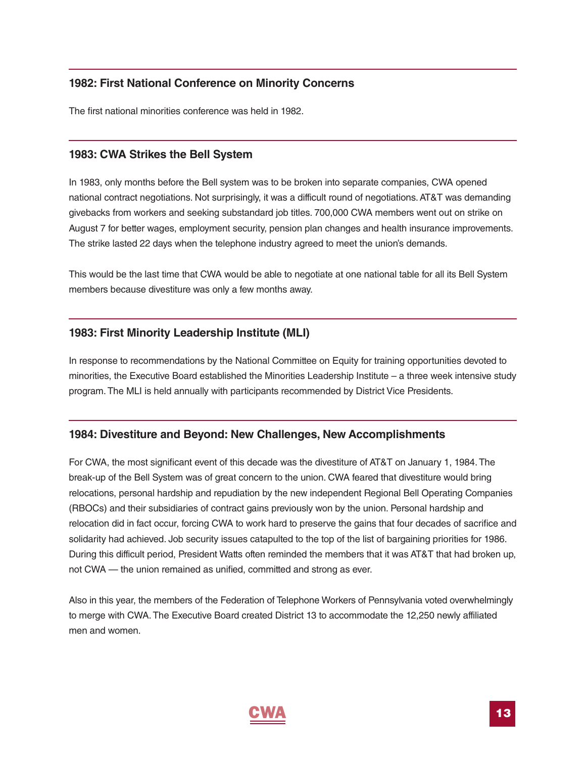### 1982: First National Conference on Minority Concerns

The first national minorities conference was held in 1982.

### 1983: CWA Strikes the Bell System

In 1983, only months before the Bell system was to be broken into separate companies, CWA opened national contract negotiations. Not surprisingly, it was a difficult round of negotiations. AT&T was demanding givebacks from workers and seeking substandard job titles. 700,000 CWA members went out on strike on August 7 for better wages, employment security, pension plan changes and health insurance improvements. The strike lasted 22 days when the telephone industry agreed to meet the union's demands.

This would be the last time that CWA would be able to negotiate at one national table for all its Bell System members because divestiture was only a few months away.

### 1983: First Minority Leadership Institute (MLI)

In response to recommendations by the National Committee on Equity for training opportunities devoted to minorities, the Executive Board established the Minorities Leadership Institute – a three week intensive study program. The MLI is held annually with participants recommended by District Vice Presidents.

### 1984: Divestiture and Beyond: New Challenges, New Accomplishments

For CWA, the most significant event of this decade was the divestiture of AT&T on January 1, 1984. The break-up of the Bell System was of great concern to the union. CWA feared that divestiture would bring relocations, personal hardship and repudiation by the new independent Regional Bell Operating Companies (RBOCs) and their subsidiaries of contract gains previously won by the union. Personal hardship and relocation did in fact occur, forcing CWA to work hard to preserve the gains that four decades of sacrifice and solidarity had achieved. Job security issues catapulted to the top of the list of bargaining priorities for 1986. During this difficult period, President Watts often reminded the members that it was AT&T that had broken up, not CWA — the union remained as unified, committed and strong as ever.

Also in this year, the members of the Federation of Telephone Workers of Pennsylvania voted overwhelmingly to merge with CWA. The Executive Board created District 13 to accommodate the 12,250 newly affiliated men and women.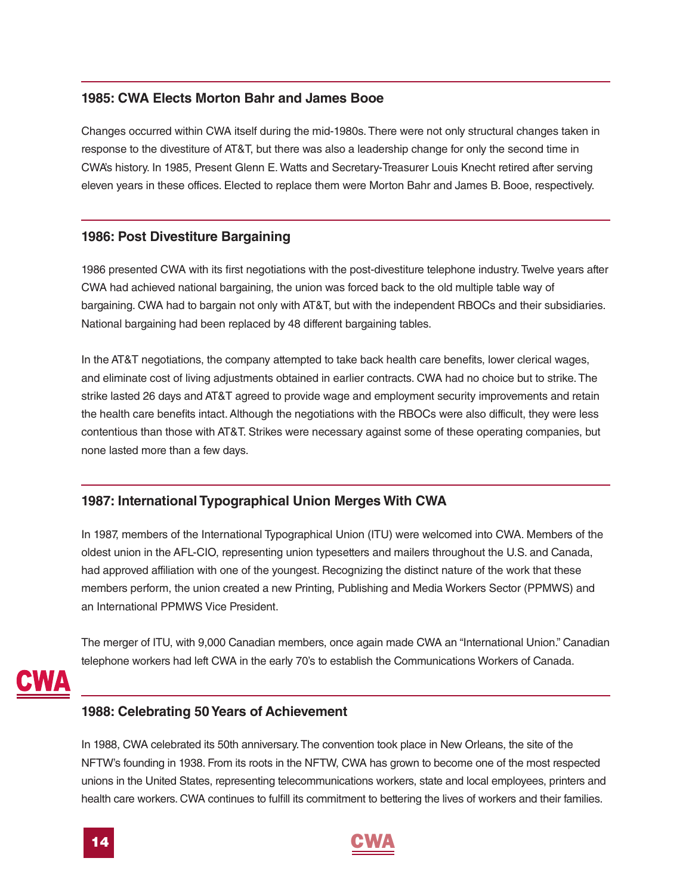## 1985: CWA Elects Morton Bahr and James Booe

Changes occurred within CWA itself during the mid-1980s. There were not only structural changes taken in response to the divestiture of AT&T, but there was also a leadership change for only the second time in CWA's history. In 1985, Present Glenn E. Watts and Secretary-Treasurer Louis Knecht retired after serving eleven years in these offices. Elected to replace them were Morton Bahr and James B. Booe, respectively.

## 1986: Post Divestiture Bargaining

1986 presented CWA with its first negotiations with the post-divestiture telephone industry. Twelve years after CWA had achieved national bargaining, the union was forced back to the old multiple table way of bargaining. CWA had to bargain not only with AT&T, but with the independent RBOCs and their subsidiaries. National bargaining had been replaced by 48 different bargaining tables.

In the AT&T negotiations, the company attempted to take back health care benefits, lower clerical wages, and eliminate cost of living adjustments obtained in earlier contracts. CWA had no choice but to strike. The strike lasted 26 days and AT&T agreed to provide wage and employment security improvements and retain the health care benefits intact. Although the negotiations with the RBOCs were also difficult, they were less contentious than those with AT&T. Strikes were necessary against some of these operating companies, but none lasted more than a few days.

## 1987: International Typographical Union Merges With CWA

In 1987, members of the International Typographical Union (ITU) were welcomed into CWA. Members of the oldest union in the AFL-CIO, representing union typesetters and mailers throughout the U.S. and Canada, had approved affiliation with one of the youngest. Recognizing the distinct nature of the work that these members perform, the union created a new Printing, Publishing and Media Workers Sector (PPMWS) and an International PPMWS Vice President.

The merger of ITU, with 9,000 Canadian members, once again made CWA an "International Union." Canadian telephone workers had left CWA in the early 70's to establish the Communications Workers of Canada.

## 1988: Celebrating 50 Years of Achievement

In 1988, CWA celebrated its 50th anniversary. The convention took place in New Orleans, the site of the NFTW's founding in 1938. From its roots in the NFTW, CWA has grown to become one of the most respected unions in the United States, representing telecommunications workers, state and local employees, printers and health care workers. CWA continues to fulfill its commitment to bettering the lives of workers and their families.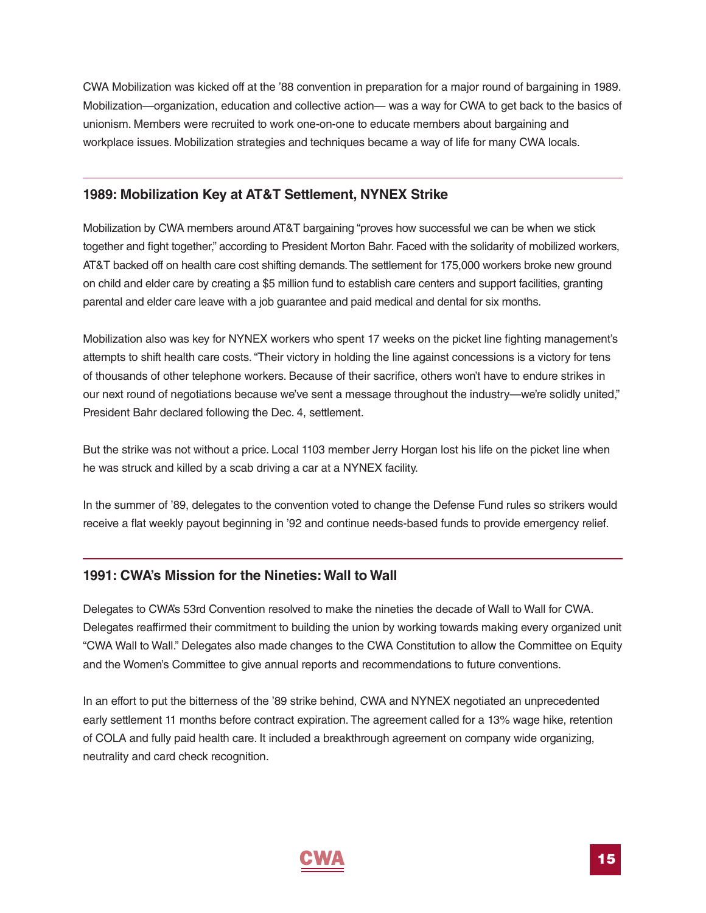CWA Mobilization was kicked off at the '88 convention in preparation for a major round of bargaining in 1989. Mobilization—organization, education and collective action— was a way for CWA to get back to the basics of unionism. Members were recruited to work one-on-one to educate members about bargaining and workplace issues. Mobilization strategies and techniques became a way of life for many CWA locals.

## 1989: Mobilization Key at AT&T Settlement, NYNEX Strike

Mobilization by CWA members around AT&T bargaining "proves how successful we can be when we stick together and fight together," according to President Morton Bahr. Faced with the solidarity of mobilized workers, AT&T backed off on health care cost shifting demands. The settlement for 175,000 workers broke new ground on child and elder care by creating a $5 million fund to establish care centers and support facilities, granting parental and elder care leave with a job guarantee and paid medical and dental for six months.

Mobilization also was key for NYNEX workers who spent 17 weeks on the picket line fighting management's attempts to shift health care costs. "Their victory in holding the line against concessions is a victory for tens of thousands of other telephone workers. Because of their sacrifice, others won't have to endure strikes in our next round of negotiations because we've sent a message throughout the industry—we're solidly united," President Bahr declared following the Dec. 4, settlement.

But the strike was not without a price. Local 1103 member Jerry Horgan lost his life on the picket line when he was struck and killed by a scab driving a car at a NYNEX facility.

In the summer of '89, delegates to the convention voted to change the Defense Fund rules so strikers would receive a flat weekly payout beginning in '92 and continue needs-based funds to provide emergency relief.

## 1991: CWA's Mission for the Nineties: Wall to Wall

Delegates to CWA's 53rd Convention resolved to make the nineties the decade of Wall to Wall for CWA. Delegates reaffirmed their commitment to building the union by working towards making every organized unit "CWA Wall to Wall." Delegates also made changes to the CWA Constitution to allow the Committee on Equity and the Women's Committee to give annual reports and recommendations to future conventions.

In an effort to put the bitterness of the '89 strike behind, CWA and NYNEX negotiated an unprecedented early settlement 11 months before contract expiration. The agreement called for a 13% wage hike, retention of COLA and fully paid health care. It included a breakthrough agreement on company wide organizing, neutrality and card check recognition.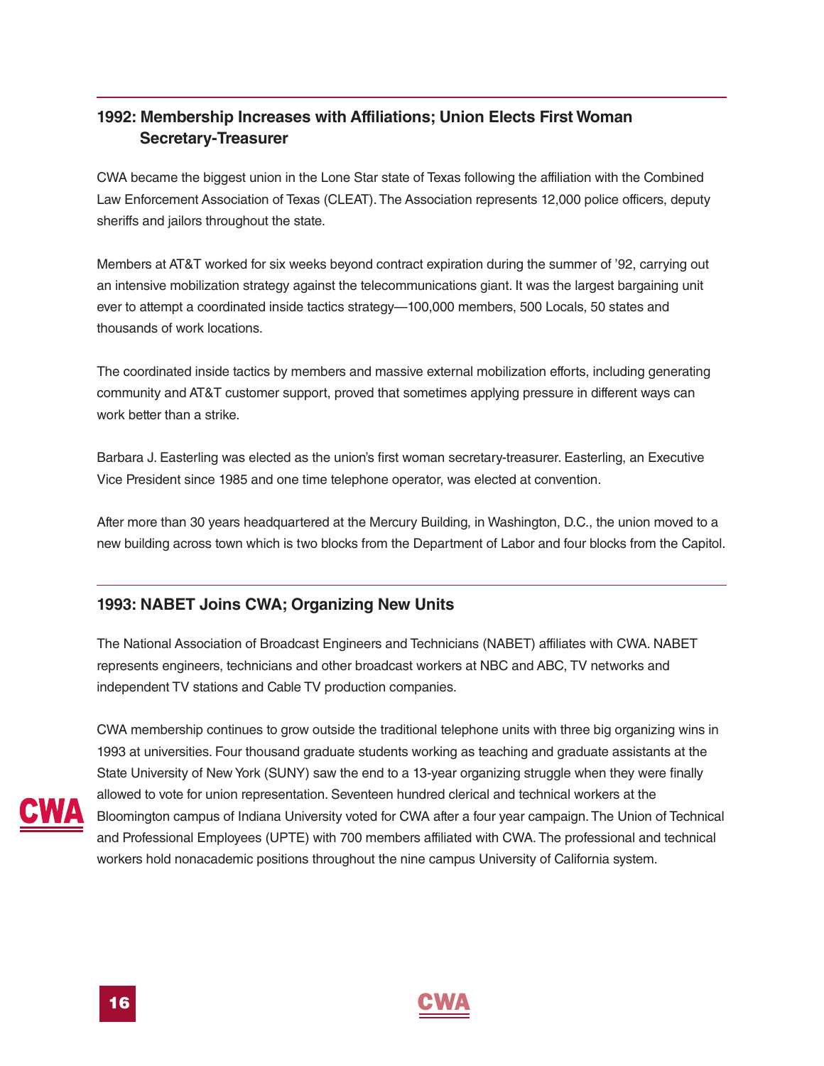## 1992: Membership Increases with Affiliations; Union Elects First Woman Secretary-Treasurer

CWA became the biggest union in the Lone Star state of Texas following the affiliation with the Combined Law Enforcement Association of Texas (CLEAT). The Association represents 12,000 police officers, deputy sheriffs and jailors throughout the state.

Members at AT&T worked for six weeks beyond contract expiration during the summer of '92, carrying out an intensive mobilization strategy against the telecommunications giant. It was the largest bargaining unit ever to attempt a coordinated inside tactics strategy—100,000 members, 500 Locals, 50 states and thousands of work locations.

The coordinated inside tactics by members and massive external mobilization efforts, including generating community and AT&T customer support, proved that sometimes applying pressure in different ways can work better than a strike.

Barbara J. Easterling was elected as the union's first woman secretary-treasurer. Easterling, an Executive Vice President since 1985 and one time telephone operator, was elected at convention.

After more than 30 years headquartered at the Mercury Building, in Washington, D.C., the union moved to a new building across town which is two blocks from the Department of Labor and four blocks from the Capitol.

## 1993: NABET Joins CWA; Organizing New Units

The National Association of Broadcast Engineers and Technicians (NABET) affiliates with CWA. NABET represents engineers, technicians and other broadcast workers at NBC and ABC, TV networks and independent TV stations and Cable TV production companies.

CWA membership continues to grow outside the traditional telephone units with three big organizing wins in 1993 at universities. Four thousand graduate students working as teaching and graduate assistants at the State University of New York (SUNY) saw the end to a 13-year organizing struggle when they were finally allowed to vote for union representation. Seventeen hundred clerical and technical workers at the Bloomington campus of Indiana University voted for CWA after a four year campaign. The Union of Technical and Professional Employees (UPTE) with 700 members affiliated with CWA. The professional and technical workers hold nonacademic positions throughout the nine campus University of California system.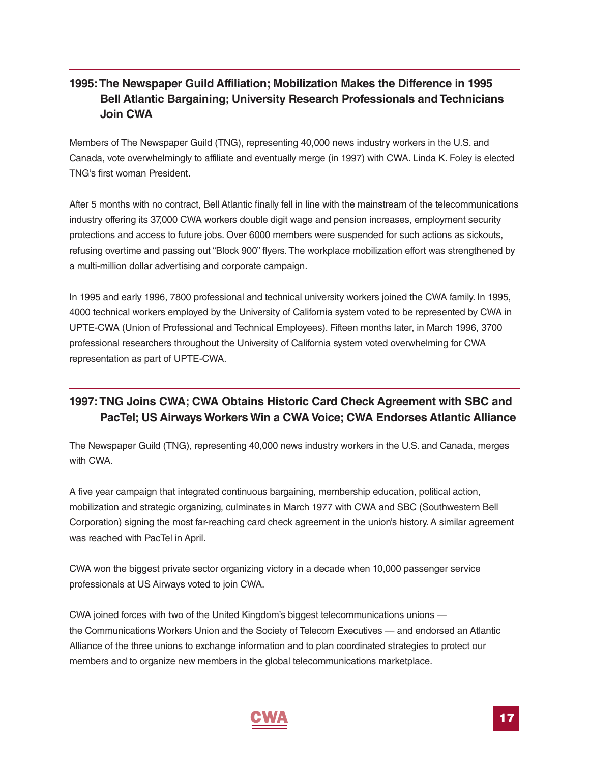## 1995: The Newspaper Guild Affiliation; Mobilization Makes the Difference in 1995 Bell Atlantic Bargaining; University Research Professionals and Technicians Join CWA

Members of The Newspaper Guild (TNG), representing 40,000 news industry workers in the U.S. and Canada, vote overwhelmingly to affiliate and eventually merge (in 1997) with CWA. Linda K. Foley is elected TNG's first woman President.

After 5 months with no contract, Bell Atlantic finally fell in line with the mainstream of the telecommunications industry offering its 37,000 CWA workers double digit wage and pension increases, employment security protections and access to future jobs. Over 6000 members were suspended for such actions as sickouts, refusing overtime and passing out "Block 900" flyers. The workplace mobilization effort was strengthened by a multi-million dollar advertising and corporate campaign.

In 1995 and early 1996, 7800 professional and technical university workers joined the CWA family. In 1995, 4000 technical workers employed by the University of California system voted to be represented by CWA in UPTE-CWA (Union of Professional and Technical Employees). Fifteen months later, in March 1996, 3700 professional researchers throughout the University of California system voted overwhelming for CWA representation as part of UPTE-CWA.

## 1997: TNG Joins CWA; CWA Obtains Historic Card Check Agreement with SBC and PacTel; US Airways Workers Win a CWA Voice; CWA Endorses Atlantic Alliance

The Newspaper Guild (TNG), representing 40,000 news industry workers in the U.S. and Canada, merges with CWA.

A five year campaign that integrated continuous bargaining, membership education, political action, mobilization and strategic organizing, culminates in March 1977 with CWA and SBC (Southwestern Bell Corporation) signing the most far-reaching card check agreement in the union's history. A similar agreement was reached with PacTel in April.

CWA won the biggest private sector organizing victory in a decade when 10,000 passenger service professionals at US Airways voted to join CWA.

CWA joined forces with two of the United Kingdom's biggest telecommunications unions — the Communications Workers Union and the Society of Telecom Executives — and endorsed an Atlantic Alliance of the three unions to exchange information and to plan coordinated strategies to protect our members and to organize new members in the global telecommunications marketplace.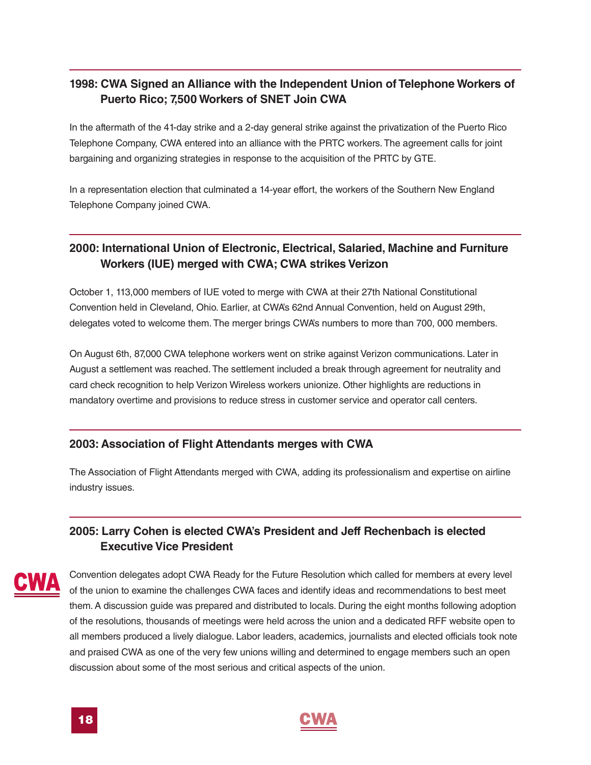## 1998: CWA Signed an Alliance with the Independent Union of Telephone Workers of Puerto Rico; 7,500 Workers of SNET Join CWA

In the aftermath of the 41-day strike and a 2-day general strike against the privatization of the Puerto Rico Telephone Company, CWA entered into an alliance with the PRTC workers. The agreement calls for joint bargaining and organizing strategies in response to the acquisition of the PRTC by GTE.

In a representation election that culminated a 14-year effort, the workers of the Southern New England Telephone Company joined CWA.

## 2000: International Union of Electronic, Electrical, Salaried, Machine and Furniture Workers (IUE) merged with CWA; CWA strikes Verizon

October 1, 113,000 members of IUE voted to merge with CWA at their 27th National Constitutional Convention held in Cleveland, Ohio. Earlier, at CWA's 62nd Annual Convention, held on August 29th, delegates voted to welcome them. The merger brings CWA's numbers to more than 700, 000 members.

On August 6th, 87,000 CWA telephone workers went on strike against Verizon communications. Later in August a settlement was reached. The settlement included a break through agreement for neutrality and card check recognition to help Verizon Wireless workers unionize. Other highlights are reductions in mandatory overtime and provisions to reduce stress in customer service and operator call centers.

## 2003: Association of Flight Attendants merges with CWA

The Association of Flight Attendants merged with CWA, adding its professionalism and expertise on airline industry issues.

## 2005: Larry Cohen is elected CWA's President and Jeff Rechenbach is elected Executive Vice President

Convention delegates adopt CWA Ready for the Future Resolution which called for members at every level of the union to examine the challenges CWA faces and identify ideas and recommendations to best meet them. A discussion guide was prepared and distributed to locals. During the eight months following adoption of the resolutions, thousands of meetings were held across the union and a dedicated RFF website open to all members produced a lively dialogue. Labor leaders, academics, journalists and elected officials took note and praised CWA as one of the very few unions willing and determined to engage members such an open discussion about some of the most serious and critical aspects of the union.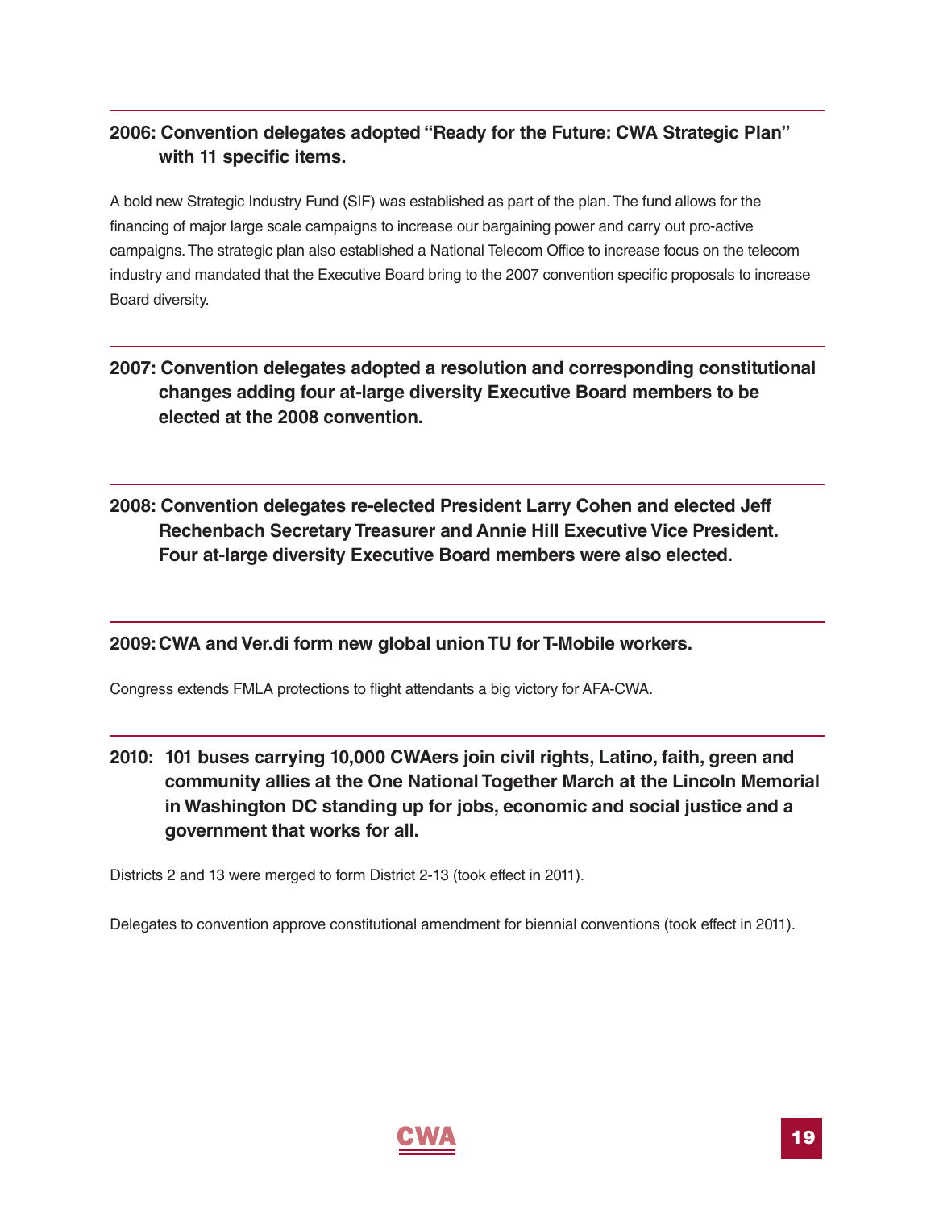**2006: Convention delegates adopted "Ready for the Future: CWA Strategic Plan" with 11 specific items.**

A bold new Strategic Industry Fund (SIF) was established as part of the plan. The fund allows for the financing of major large scale campaigns to increase our bargaining power and carry out pro-active campaigns. The strategic plan also established a National Telecom Office to increase focus on the telecom industry and mandated that the Executive Board bring to the 2007 convention specific proposals to increase Board diversity.

**2007: Convention delegates adopted a resolution and corresponding constitutional changes adding four at-large diversity Executive Board members to be elected at the 2008 convention.**

**2008: Convention delegates re-elected President Larry Cohen and elected Jeff Rechenbach Secretary Treasurer and Annie Hill Executive Vice President. Four at-large diversity Executive Board members were also elected.**

**2009: CWA and Ver.di form new global union TU for T-Mobile workers.**

Congress extends FMLA protections to flight attendants a big victory for AFA-CWA.

**2010: 101 buses carrying 10,000 CWAers join civil rights, Latino, faith, green and community allies at the One National Together March at the Lincoln Memorial in Washington DC standing up for jobs, economic and social justice and a government that works for all.**

Districts 2 and 13 were merged to form District 2-13 (took effect in 2011).

Delegates to convention approve constitutional amendment for biennial conventions (took effect in 2011).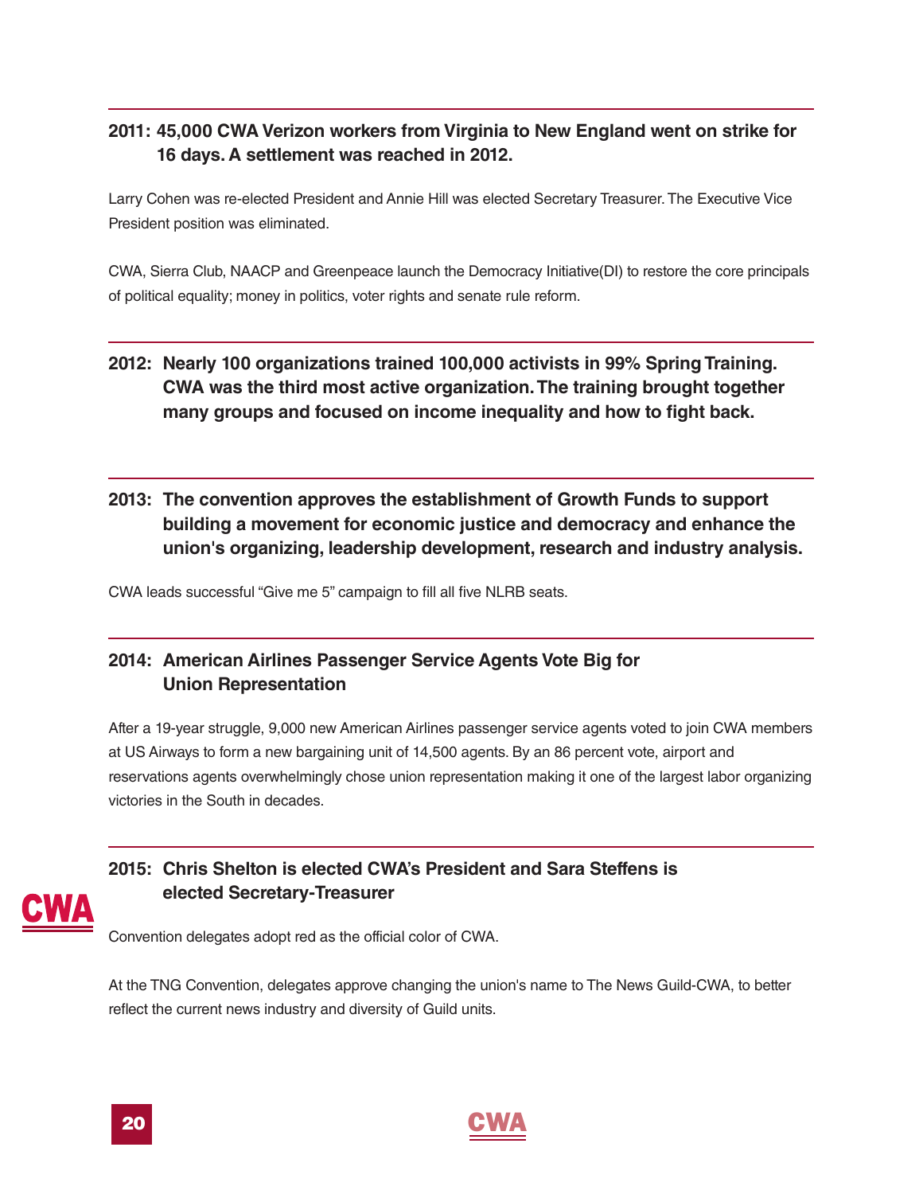### 2011: 45,000 CWA Verizon workers from Virginia to New England went on strike for 16 days. A settlement was reached in 2012.

Larry Cohen was re-elected President and Annie Hill was elected Secretary Treasurer. The Executive Vice President position was eliminated.

CWA, Sierra Club, NAACP and Greenpeace launch the Democracy Initiative(DI) to restore the core principals of political equality; money in politics, voter rights and senate rule reform.

### 2012: Nearly 100 organizations trained 100,000 activists in 99% Spring Training. CWA was the third most active organization. The training brought together many groups and focused on income inequality and how to fight back.

### 2013: The convention approves the establishment of Growth Funds to support building a movement for economic justice and democracy and enhance the union's organizing, leadership development, research and industry analysis.

CWA leads successful "Give me 5" campaign to fill all five NLRB seats.

### 2014: American Airlines Passenger Service Agents Vote Big for Union Representation

After a 19-year struggle, 9,000 new American Airlines passenger service agents voted to join CWA members at US Airways to form a new bargaining unit of 14,500 agents. By an 86 percent vote, airport and reservations agents overwhelmingly chose union representation making it one of the largest labor organizing victories in the South in decades.

### 2015: Chris Shelton is elected CWA's President and Sara Steffens is elected Secretary-Treasurer

Convention delegates adopt red as the official color of CWA.

At the TNG Convention, delegates approve changing the union's name to The News Guild-CWA, to better reflect the current news industry and diversity of Guild units.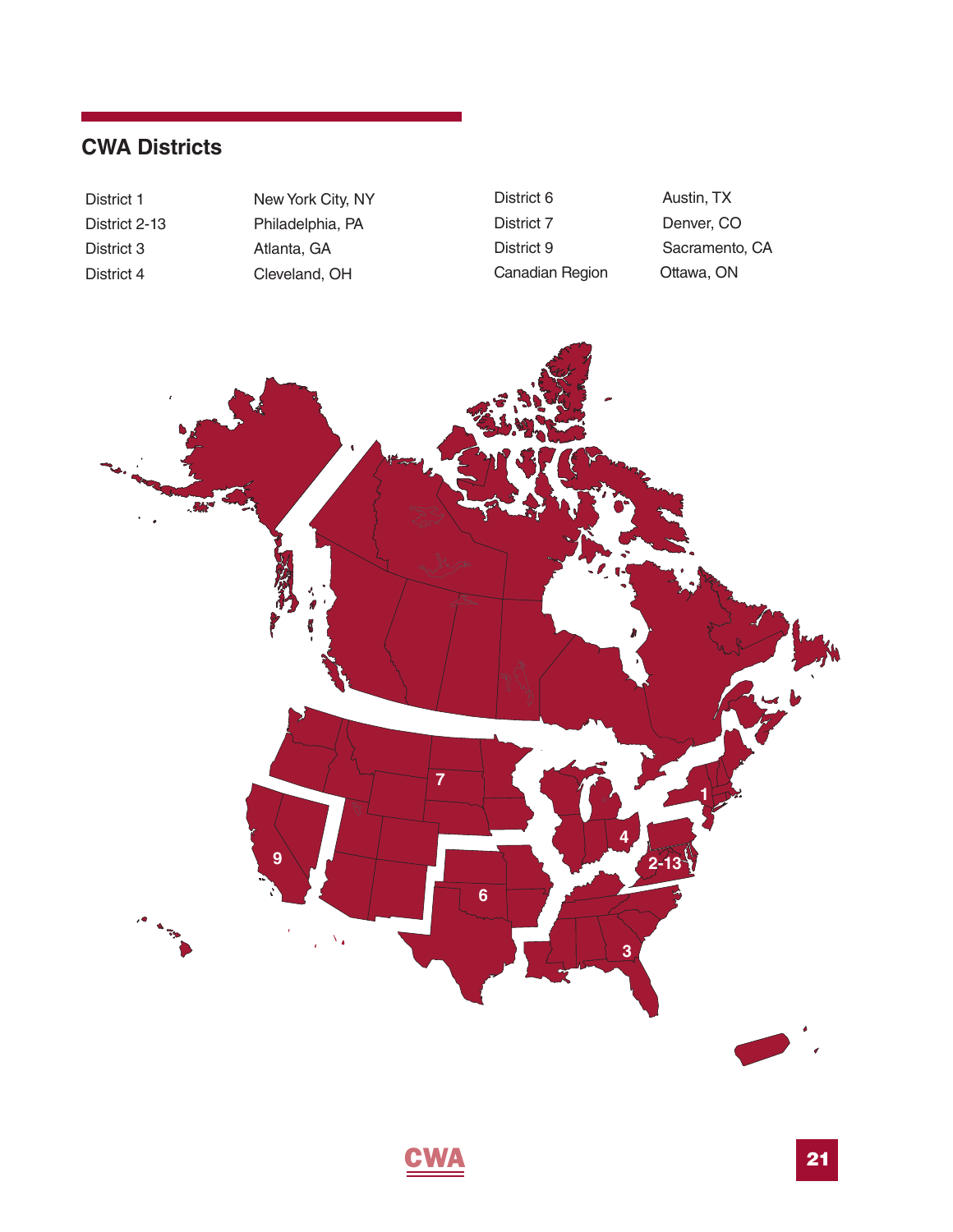## CWA Districts

| | | | |
|---|---|---|---|
| District 1 | New York City, NY | District 6 | Austin, TX |
| District 2-13 | Philadelphia, PA | District 7 | Denver, CO |
| District 3 | Atlanta, GA | District 9 | Sacramento, CA |
| District 4 | Cleveland, OH | Canadian Region | Ottawa, ON |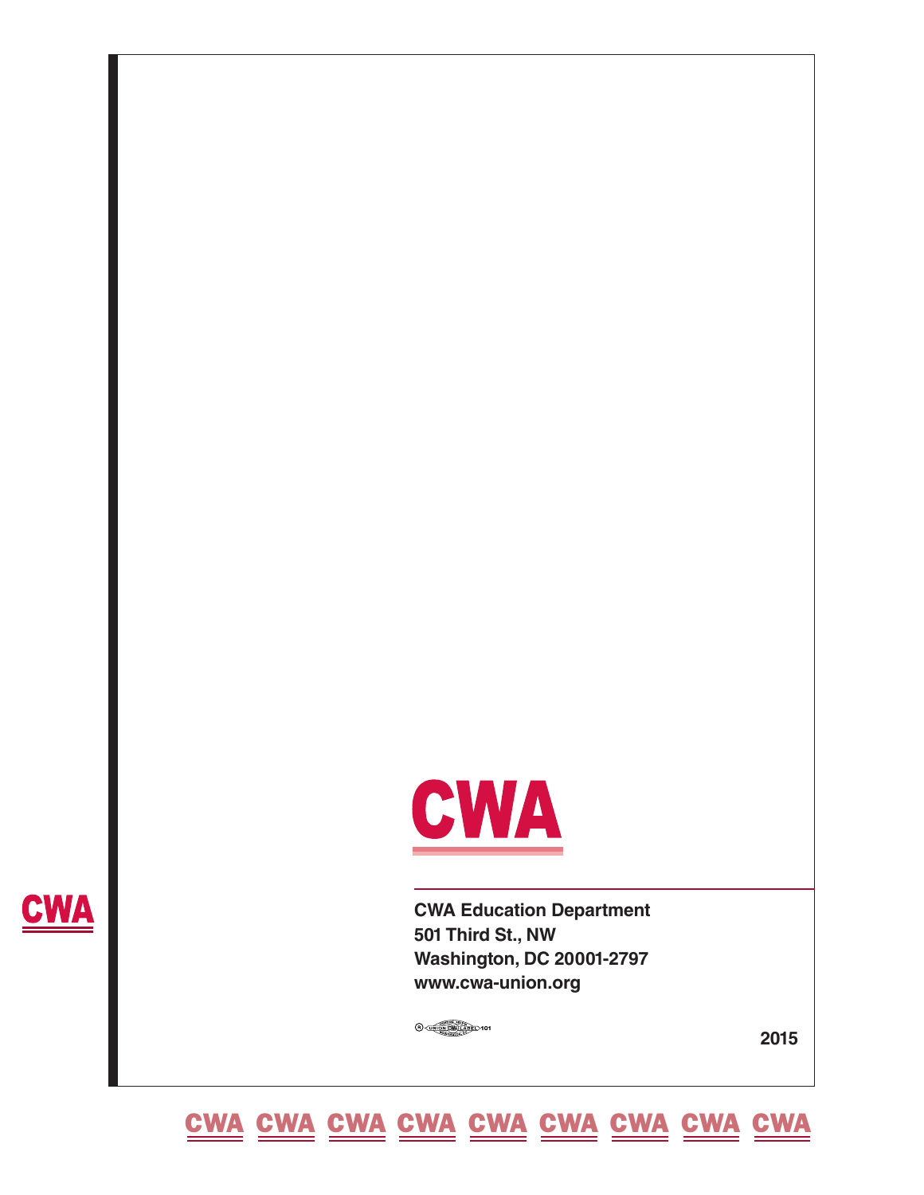CWA

CWA Education Department
501 Third St., NW
Washington, DC 20001-2797
www.cwa-union.org

2015